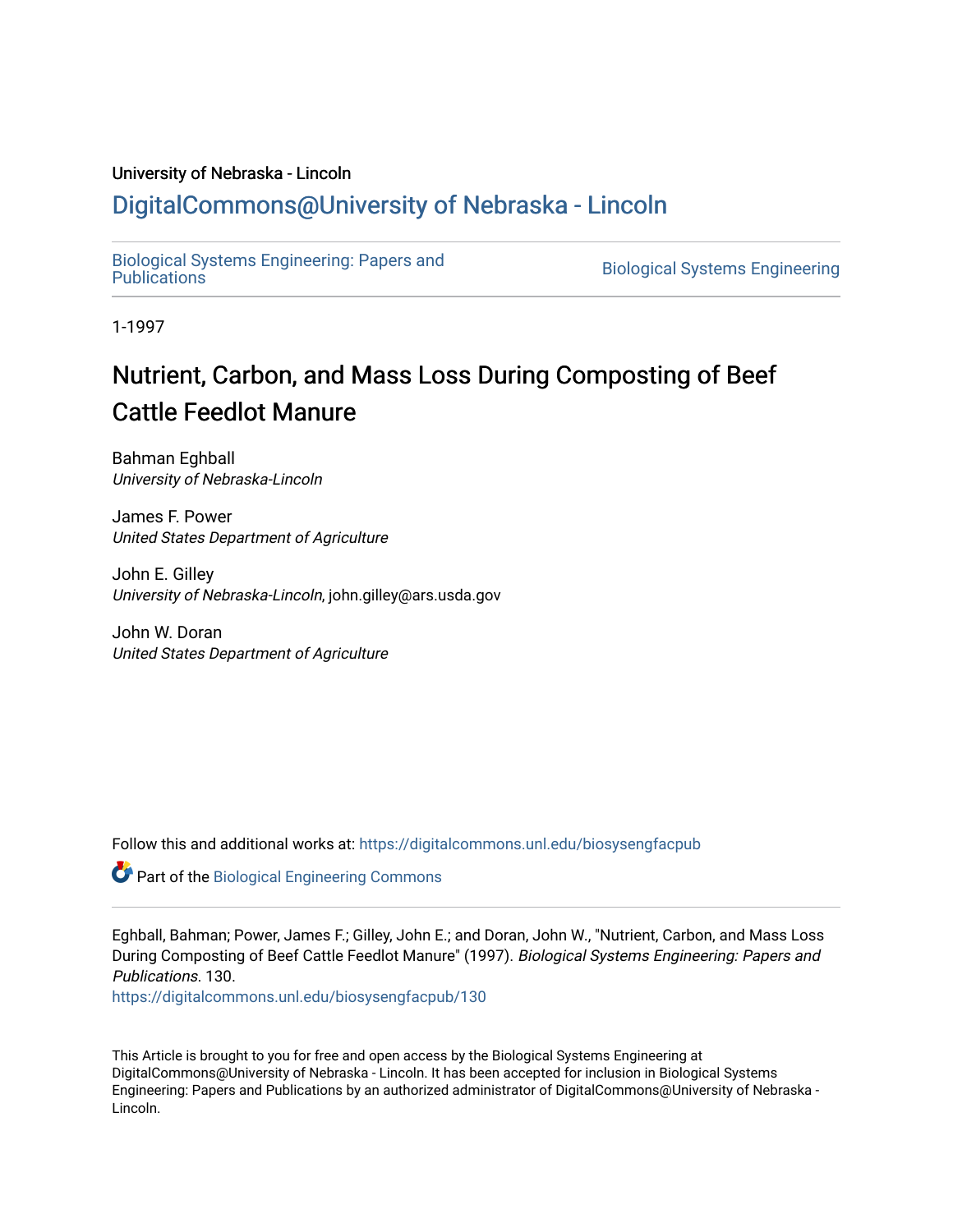University of Nebraska - Lincoln

# DigitalCommons@University of Nebraska - Lincoln

Biological Systems Engineering: Papers and Publications

Biological Systems Engineering

1-1997

## Nutrient, Carbon, and Mass Loss During Composting of Beef Cattle Feedlot Manure

Bahman Eghball
*University of Nebraska-Lincoln*

James F. Power
*United States Department of Agriculture*

John E. Gilley
*University of Nebraska-Lincoln*, john.gilley@ars.usda.gov

John W. Doran
*United States Department of Agriculture*

Follow this and additional works at: https://digitalcommons.unl.edu/biosysengfacpub

Part of the Biological Engineering Commons

Eghball, Bahman; Power, James F.; Gilley, John E.; and Doran, John W., "Nutrient, Carbon, and Mass Loss During Composting of Beef Cattle Feedlot Manure" (1997). *Biological Systems Engineering: Papers and Publications*. 130.
https://digitalcommons.unl.edu/biosysengfacpub/130

This Article is brought to you for free and open access by the Biological Systems Engineering at DigitalCommons@University of Nebraska - Lincoln. It has been accepted for inclusion in Biological Systems Engineering: Papers and Publications by an authorized administrator of DigitalCommons@University of Nebraska - Lincoln.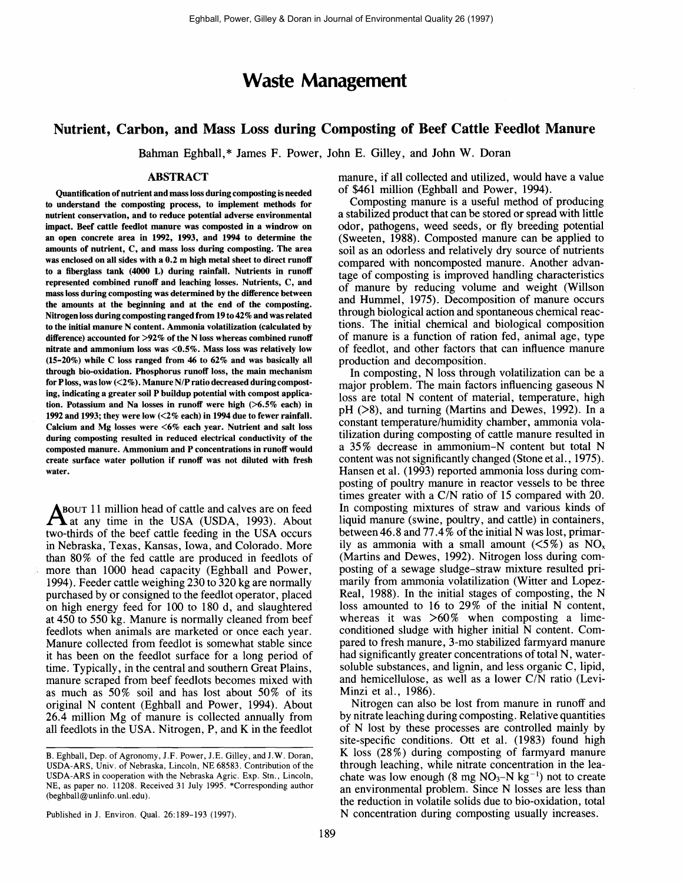# Waste Management

## Nutrient, Carbon, and Mass Loss during Composting of Beef Cattle Feedlot Manure

Bahman Eghball,* James F. Power, John E. Gilley, and John W. Doran

### ABSTRACT

**Quantification of nutrient and mass loss during composting is needed to understand the composting process, to implement methods for nutrient conservation, and to reduce potential adverse environmental impact. Beef cattle feedlot manure was composted in a windrow on an open concrete area in 1992, 1993, and 1994 to determine the amounts of nutrient, C, and mass loss during composting. The area was enclosed on all sides with a 0.2 m high metal sheet to direct runoff to a fiberglass tank (4000 L) during rainfall. Nutrients in runoff represented combined runoff and leaching losses. Nutrients, C, and mass loss during composting was determined by the difference between the amounts at the beginning and at the end of the composting. Nitrogen loss during composting ranged from 19 to 42% and was related to the initial manure N content. Ammonia volatilization (calculated by difference) accounted for >92% of the N loss whereas combined runoff nitrate and ammonium loss was <0.5%. Mass loss was relatively low (15-20%) while C loss ranged from 46 to 62% and was basically all through bio-oxidation. Phosphorus runoff loss, the main mechanism for P loss, was low (<2%). Manure N/P ratio decreased during composting, indicating a greater soil P buildup potential with compost application. Potassium and Na losses in runoff were high (>6.5% each) in 1992 and 1993; they were low (<2% each) in 1994 due to fewer rainfall. Calcium and Mg losses were <6% each year. Nutrient and salt loss during composting resulted in reduced electrical conductivity of the composted manure. Ammonium and P concentrations in runoff would create surface water pollution if runoff was not diluted with fresh water.**

About 11 million head of cattle and calves are on feed at any time in the USA (USDA, 1993). About two-thirds of the beef cattle feeding in the USA occurs in Nebraska, Texas, Kansas, Iowa, and Colorado. More than 80% of the fed cattle are produced in feedlots of more than 1000 head capacity (Eghball and Power, 1994). Feeder cattle weighing 230 to 320 kg are normally purchased by or consigned to the feedlot operator, placed on high energy feed for 100 to 180 d, and slaughtered at 450 to 550 kg. Manure is normally cleaned from beef feedlots when animals are marketed or once each year. Manure collected from feedlot is somewhat stable since it has been on the feedlot surface for a long period of time. Typically, in the central and southern Great Plains, manure scraped from beef feedlots becomes mixed with as much as 50% soil and has lost about 50% of its original N content (Eghball and Power, 1994). About 26.4 million Mg of manure is collected annually from all feedlots in the USA. Nitrogen, P, and K in the feedlot manure, if all collected and utilized, would have a value of $461 million (Eghball and Power, 1994).

Composting manure is a useful method of producing a stabilized product that can be stored or spread with little odor, pathogens, weed seeds, or fly breeding potential (Sweeten, 1988). Composted manure can be applied to soil as an odorless and relatively dry source of nutrients compared with noncomposted manure. Another advantage of composting is improved handling characteristics of manure by reducing volume and weight (Willson and Hummel, 1975). Decomposition of manure occurs through biological action and spontaneous chemical reactions. The initial chemical and biological composition of manure is a function of ration fed, animal age, type of feedlot, and other factors that can influence manure production and decomposition.

In composting, N loss through volatilization can be a major problem. The main factors influencing gaseous N loss are total N content of material, temperature, high pH (>8), and turning (Martins and Dewes, 1992). In a constant temperature/humidity chamber, ammonia volatilization during composting of cattle manure resulted in a 35% decrease in ammonium–N content but total N content was not significantly changed (Stone et al., 1975). Hansen et al. (1993) reported ammonia loss during composting of poultry manure in reactor vessels to be three times greater with a C/N ratio of 15 compared with 20. In composting mixtures of straw and various kinds of liquid manure (swine, poultry, and cattle) in containers, between 46.8 and 77.4% of the initial N was lost, primarily as ammonia with a small amount (<5%) as $NO_x$ (Martins and Dewes, 1992). Nitrogen loss during composting of a sewage sludge–straw mixture resulted primarily from ammonia volatilization (Witter and Lopez-Real, 1988). In the initial stages of composting, the N loss amounted to 16 to 29% of the initial N content, whereas it was >60% when composting a lime-conditioned sludge with higher initial N content. Compared to fresh manure, 3-mo stabilized farmyard manure had significantly greater concentrations of total N, water-soluble substances, and lignin, and less organic C, lipid, and hemicellulose, as well as a lower C/N ratio (Levi-Minzi et al., 1986).

Nitrogen can also be lost from manure in runoff and by nitrate leaching during composting. Relative quantities of N lost by these processes are controlled mainly by site-specific conditions. Ott et al. (1983) found high K loss (28%) during composting of farmyard manure through leaching, while nitrate concentration in the leachate was low enough (8 mg $NO_3$–N $kg^{-1}$) not to create an environmental problem. Since N losses are less than the reduction in volatile solids due to bio-oxidation, total N concentration during composting usually increases.

---

B. Eghball, Dep. of Agronomy, J.F. Power, J.E. Gilley, and J.W. Doran, USDA-ARS, Univ. of Nebraska, Lincoln, NE 68583. Contribution of the USDA-ARS in cooperation with the Nebraska Agric. Exp. Stn., Lincoln, NE, as paper no. 11208. Received 31 July 1995. *Corresponding author (beghball@unlinfo.unl.edu).

Published in J. Environ. Qual. 26:189-193 (1997).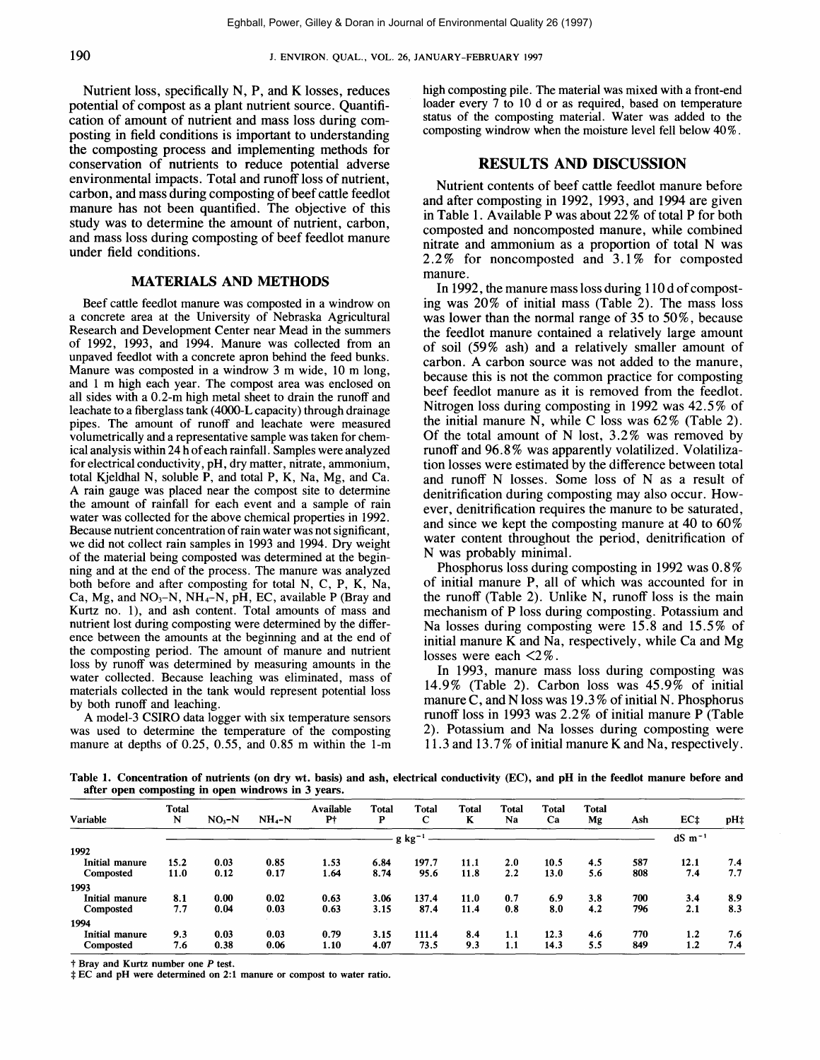Nutrient loss, specifically N, P, and K losses, reduces potential of compost as a plant nutrient source. Quantification of amount of nutrient and mass loss during composting in field conditions is important to understanding the composting process and implementing methods for conservation of nutrients to reduce potential adverse environmental impacts. Total and runoff loss of nutrient, carbon, and mass during composting of beef cattle feedlot manure has not been quantified. The objective of this study was to determine the amount of nutrient, carbon, and mass loss during composting of beef feedlot manure under field conditions.

## MATERIALS AND METHODS

Beef cattle feedlot manure was composted in a windrow on a concrete area at the University of Nebraska Agricultural Research and Development Center near Mead in the summers of 1992, 1993, and 1994. Manure was collected from an unpaved feedlot with a concrete apron behind the feed bunks. Manure was composted in a windrow 3 m wide, 10 m long, and 1 m high each year. The compost area was enclosed on all sides with a 0.2-m high metal sheet to drain the runoff and leachate to a fiberglass tank (4000-L capacity) through drainage pipes. The amount of runoff and leachate were measured volumetrically and a representative sample was taken for chemical analysis within 24 h of each rainfall. Samples were analyzed for electrical conductivity, pH, dry matter, nitrate, ammonium, total Kjeldhal N, soluble P, and total P, K, Na, Mg, and Ca. A rain gauge was placed near the compost site to determine the amount of rainfall for each event and a sample of rain water was collected for the above chemical properties in 1992. Because nutrient concentration of rain water was not significant, we did not collect rain samples in 1993 and 1994. Dry weight of the material being composted was determined at the beginning and at the end of the process. The manure was analyzed both before and after composting for total N, C, P, K, Na, Ca, Mg, and $NO_3$–N, $NH_4$–N, pH, EC, available P (Bray and Kurtz no. 1), and ash content. Total amounts of mass and nutrient lost during composting were determined by the difference between the amounts at the beginning and at the end of the composting period. The amount of manure and nutrient loss by runoff was determined by measuring amounts in the water collected. Because leaching was eliminated, mass of materials collected in the tank would represent potential loss by both runoff and leaching.

A model-3 CSIRO data logger with six temperature sensors was used to determine the temperature of the composting manure at depths of 0.25, 0.55, and 0.85 m within the 1-m high composting pile. The material was mixed with a front-end loader every 7 to 10 d or as required, based on temperature status of the composting material. Water was added to the composting windrow when the moisture level fell below 40%.

## RESULTS AND DISCUSSION

Nutrient contents of beef cattle feedlot manure before and after composting in 1992, 1993, and 1994 are given in Table 1. Available P was about 22% of total P for both composted and noncomposted manure, while combined nitrate and ammonium as a proportion of total N was 2.2% for noncomposted and 3.1% for composted manure.

In 1992, the manure mass loss during 110 d of composting was 20% of initial mass (Table 2). The mass loss was lower than the normal range of 35 to 50%, because the feedlot manure contained a relatively large amount of soil (59% ash) and a relatively smaller amount of carbon. A carbon source was not added to the manure, because this is not the common practice for composting beef feedlot manure as it is removed from the feedlot. Nitrogen loss during composting in 1992 was 42.5% of the initial manure N, while C loss was 62% (Table 2). Of the total amount of N lost, 3.2% was removed by runoff and 96.8% was apparently volatilized. Volatilization losses were estimated by the difference between total and runoff N losses. Some loss of N as a result of denitrification during composting may also occur. However, denitrification requires the manure to be saturated, and since we kept the composting manure at 40 to 60% water content throughout the period, denitrification of N was probably minimal.

Phosphorus loss during composting in 1992 was 0.8% of initial manure P, all of which was accounted for in the runoff (Table 2). Unlike N, runoff loss is the main mechanism of P loss during composting. Potassium and Na losses during composting were 15.8 and 15.5% of initial manure K and Na, respectively, while Ca and Mg losses were each <2%.

In 1993, manure mass loss during composting was 14.9% (Table 2). Carbon loss was 45.9% of initial manure C, and N loss was 19.3% of initial N. Phosphorus runoff loss in 1993 was 2.2% of initial manure P (Table 2). Potassium and Na losses during composting were 11.3 and 13.7% of initial manure K and Na, respectively.

**Table 1. Concentration of nutrients (on dry wt. basis) and ash, electrical conductivity (EC), and pH in the feedlot manure before and after open composting in open windrows in 3 years.**

| Variable | Total N | $NO_3$–N | $NH_4$–N | Available P† | Total P | Total C | Total K | Total Na | Total Ca | Total Mg | Ash | EC‡ | pH‡ |
|---|---|---|---|---|---|---|---|---|---|---|---|---|---|
| | g kg$^{-1}$ | | | | | | | | | | | dS m$^{-1}$ | |
| **1992** | | | | | | | | | | | | | |
| Initial manure | 15.2 | 0.03 | 0.85 | 1.53 | 6.84 | 197.7 | 11.1 | 2.0 | 10.5 | 4.5 | 587 | 12.1 | 7.4 |
| Composted | 11.0 | 0.12 | 0.17 | 1.64 | 8.74 | 95.6 | 11.8 | 2.2 | 13.0 | 5.6 | 808 | 7.4 | 7.7 |
| **1993** | | | | | | | | | | | | | |
| Initial manure | 8.1 | 0.00 | 0.02 | 0.63 | 3.06 | 137.4 | 11.0 | 0.7 | 6.9 | 3.8 | 700 | 3.4 | 8.9 |
| Composted | 7.7 | 0.04 | 0.03 | 0.63 | 3.15 | 87.4 | 11.4 | 0.8 | 8.0 | 4.2 | 796 | 2.1 | 8.3 |
| **1994** | | | | | | | | | | | | | |
| Initial manure | 9.3 | 0.03 | 0.03 | 0.79 | 3.15 | 111.4 | 8.4 | 1.1 | 12.3 | 4.6 | 770 | 1.2 | 7.6 |
| Composted | 7.6 | 0.38 | 0.06 | 1.10 | 4.07 | 73.5 | 9.3 | 1.1 | 14.3 | 5.5 | 849 | 1.2 | 7.4 |

† Bray and Kurtz number one *P* test.
‡ EC and pH were determined on 2:1 manure or compost to water ratio.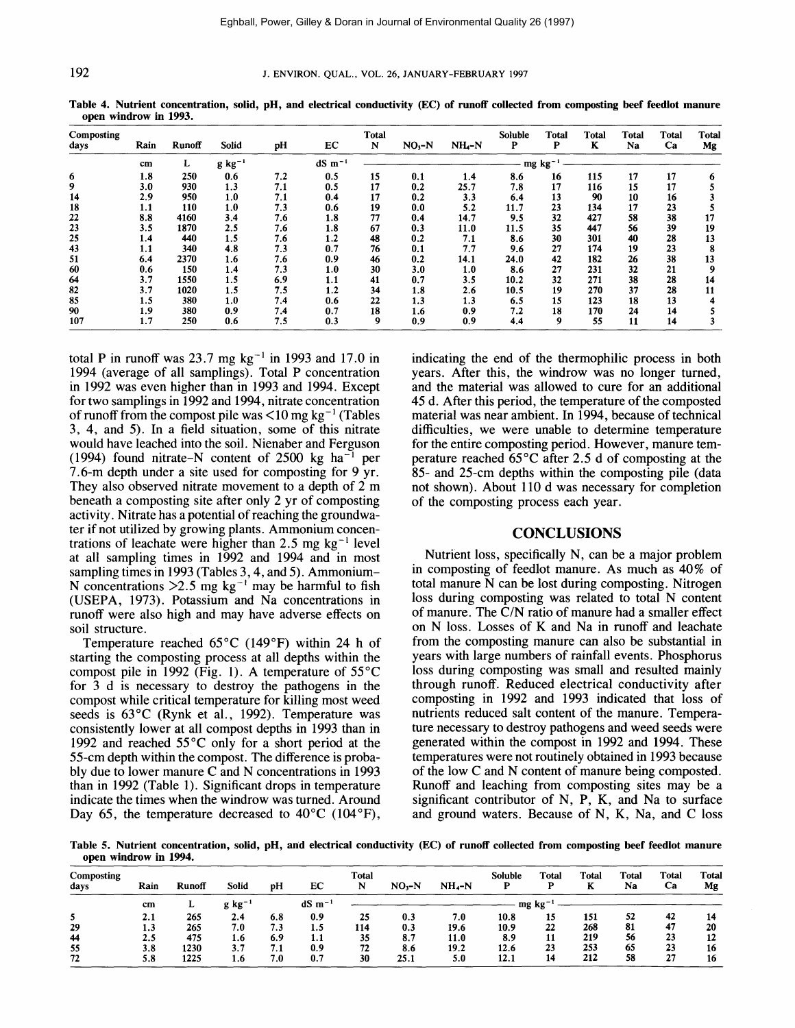Table 4. Nutrient concentration, solid, pH, and electrical conductivity (EC) of runoff collected from composting beef feedlot manure open windrow in 1993.

| Composting days | Rain | Runoff | Solid | pH | EC | Total N | $NO_3$-N | $NH_4$-N | Soluble P | Total P | Total K | Total Na | Total Ca | Total Mg |
|---|---|---|---|---|---|---|---|---|---|---|---|---|---|---|
| | cm | L | g kg$^{-1}$ | | dS m$^{-1}$ | mg kg$^{-1}$ | | | | | | | | |
| 6 | 1.8 | 250 | 0.6 | 7.2 | 0.5 | 15 | 0.1 | 1.4 | 8.6 | 16 | 115 | 17 | 17 | 6 |
| 9 | 3.0 | 930 | 1.3 | 7.1 | 0.5 | 17 | 0.2 | 25.7 | 7.8 | 17 | 116 | 15 | 17 | 5 |
| 14 | 2.9 | 950 | 1.0 | 7.1 | 0.4 | 17 | 0.2 | 3.3 | 6.4 | 13 | 90 | 10 | 16 | 3 |
| 18 | 1.1 | 110 | 1.0 | 7.3 | 0.6 | 19 | 0.0 | 5.2 | 11.7 | 23 | 134 | 17 | 23 | 5 |
| 22 | 8.8 | 4160 | 3.4 | 7.6 | 1.8 | 77 | 0.4 | 14.7 | 9.5 | 32 | 427 | 58 | 38 | 17 |
| 23 | 3.5 | 1870 | 2.5 | 7.6 | 1.8 | 67 | 0.3 | 11.0 | 11.5 | 35 | 447 | 56 | 39 | 19 |
| 25 | 1.4 | 440 | 1.5 | 7.6 | 1.2 | 48 | 0.2 | 7.1 | 8.6 | 30 | 301 | 40 | 28 | 13 |
| 43 | 1.1 | 340 | 4.8 | 7.3 | 0.7 | 76 | 0.1 | 7.7 | 9.6 | 27 | 174 | 19 | 23 | 8 |
| 51 | 6.4 | 2370 | 1.6 | 7.6 | 0.9 | 46 | 0.2 | 14.1 | 24.0 | 42 | 182 | 26 | 38 | 13 |
| 60 | 0.6 | 150 | 1.4 | 7.3 | 1.0 | 30 | 3.0 | 1.0 | 8.6 | 27 | 231 | 32 | 21 | 9 |
| 64 | 3.7 | 1550 | 1.5 | 6.9 | 1.1 | 41 | 0.7 | 3.5 | 10.2 | 32 | 271 | 38 | 28 | 14 |
| 82 | 3.7 | 1020 | 1.5 | 7.5 | 1.2 | 34 | 1.8 | 2.6 | 10.5 | 19 | 270 | 37 | 28 | 11 |
| 85 | 1.5 | 380 | 1.0 | 7.4 | 0.6 | 22 | 1.3 | 1.3 | 6.5 | 15 | 123 | 18 | 13 | 4 |
| 90 | 1.9 | 380 | 0.9 | 7.4 | 0.7 | 18 | 1.6 | 0.9 | 7.2 | 18 | 170 | 24 | 14 | 5 |
| 107 | 1.7 | 250 | 0.6 | 7.5 | 0.3 | 9 | 0.9 | 0.9 | 4.4 | 9 | 55 | 11 | 14 | 3 |

total P in runoff was 23.7 mg kg$^{-1}$ in 1993 and 17.0 in 1994 (average of all samplings). Total P concentration in 1992 was even higher than in 1993 and 1994. Except for two samplings in 1992 and 1994, nitrate concentration of runoff from the compost pile was <10 mg kg$^{-1}$ (Tables 3, 4, and 5). In a field situation, some of this nitrate would have leached into the soil. Nienaber and Ferguson (1994) found nitrate-N content of 2500 kg ha$^{-1}$ per 7.6-m depth under a site used for composting for 9 yr. They also observed nitrate movement to a depth of 2 m beneath a composting site after only 2 yr of composting activity. Nitrate has a potential of reaching the groundwater if not utilized by growing plants. Ammonium concentrations of leachate were higher than 2.5 mg kg$^{-1}$ level at all sampling times in 1992 and 1994 and in most sampling times in 1993 (Tables 3, 4, and 5). Ammonium-N concentrations >2.5 mg kg$^{-1}$ may be harmful to fish (USEPA, 1973). Potassium and Na concentrations in runoff were also high and may have adverse effects on soil structure.

Temperature reached 65°C (149°F) within 24 h of starting the composting process at all depths within the compost pile in 1992 (Fig. 1). A temperature of 55°C for 3 d is necessary to destroy the pathogens in the compost while critical temperature for killing most weed seeds is 63°C (Rynk et al., 1992). Temperature was consistently lower at all compost depths in 1993 than in 1992 and reached 55°C only for a short period at the 55-cm depth within the compost. The difference is probably due to lower manure C and N concentrations in 1993 than in 1992 (Table 1). Significant drops in temperature indicate the times when the windrow was turned. Around Day 65, the temperature decreased to 40°C (104°F), indicating the end of the thermophilic process in both years. After this, the windrow was no longer turned, and the material was allowed to cure for an additional 45 d. After this period, the temperature of the composted material was near ambient. In 1994, because of technical difficulties, we were unable to determine temperature for the entire composting period. However, manure temperature reached 65°C after 2.5 d of composting at the 85- and 25-cm depths within the composting pile (data not shown). About 110 d was necessary for completion of the composting process each year.

## CONCLUSIONS

Nutrient loss, specifically N, can be a major problem in composting of feedlot manure. As much as 40% of total manure N can be lost during composting. Nitrogen loss during composting was related to total N content of manure. The C/N ratio of manure had a smaller effect on N loss. Losses of K and Na in runoff and leachate from the composting manure can also be substantial in years with large numbers of rainfall events. Phosphorus loss during composting was small and resulted mainly through runoff. Reduced electrical conductivity after composting in 1992 and 1993 indicated that loss of nutrients reduced salt content of the manure. Temperature necessary to destroy pathogens and weed seeds were generated within the compost in 1992 and 1994. These temperatures were not routinely obtained in 1993 because of the low C and N content of manure being composted. Runoff and leaching from composting sites may be a significant contributor of N, P, K, and Na to surface and ground waters. Because of N, K, Na, and C loss

Table 5. Nutrient concentration, solid, pH, and electrical conductivity (EC) of runoff collected from composting beef feedlot manure open windrow in 1994.

| Composting days | Rain | Runoff | Solid | pH | EC | Total N | $NO_3$-N | $NH_4$-N | Soluble P | Total P | Total K | Total Na | Total Ca | Total Mg |
|---|---|---|---|---|---|---|---|---|---|---|---|---|---|---|
| | cm | L | g kg$^{-1}$ | | dS m$^{-1}$ | mg kg$^{-1}$ | | | | | | | | |
| 5 | 2.1 | 265 | 2.4 | 6.8 | 0.9 | 25 | 0.3 | 7.0 | 10.8 | 15 | 151 | 52 | 42 | 14 |
| 29 | 1.3 | 265 | 7.0 | 7.3 | 1.5 | 114 | 0.3 | 19.6 | 10.9 | 22 | 268 | 81 | 47 | 20 |
| 44 | 2.5 | 475 | 1.6 | 6.9 | 1.1 | 35 | 8.7 | 11.0 | 8.9 | 11 | 219 | 56 | 23 | 12 |
| 55 | 3.8 | 1230 | 3.7 | 7.1 | 0.9 | 72 | 8.6 | 19.2 | 12.6 | 23 | 253 | 65 | 23 | 16 |
| 72 | 5.8 | 1225 | 1.6 | 7.0 | 0.7 | 30 | 25.1 | 5.0 | 12.1 | 14 | 212 | 58 | 27 | 16 |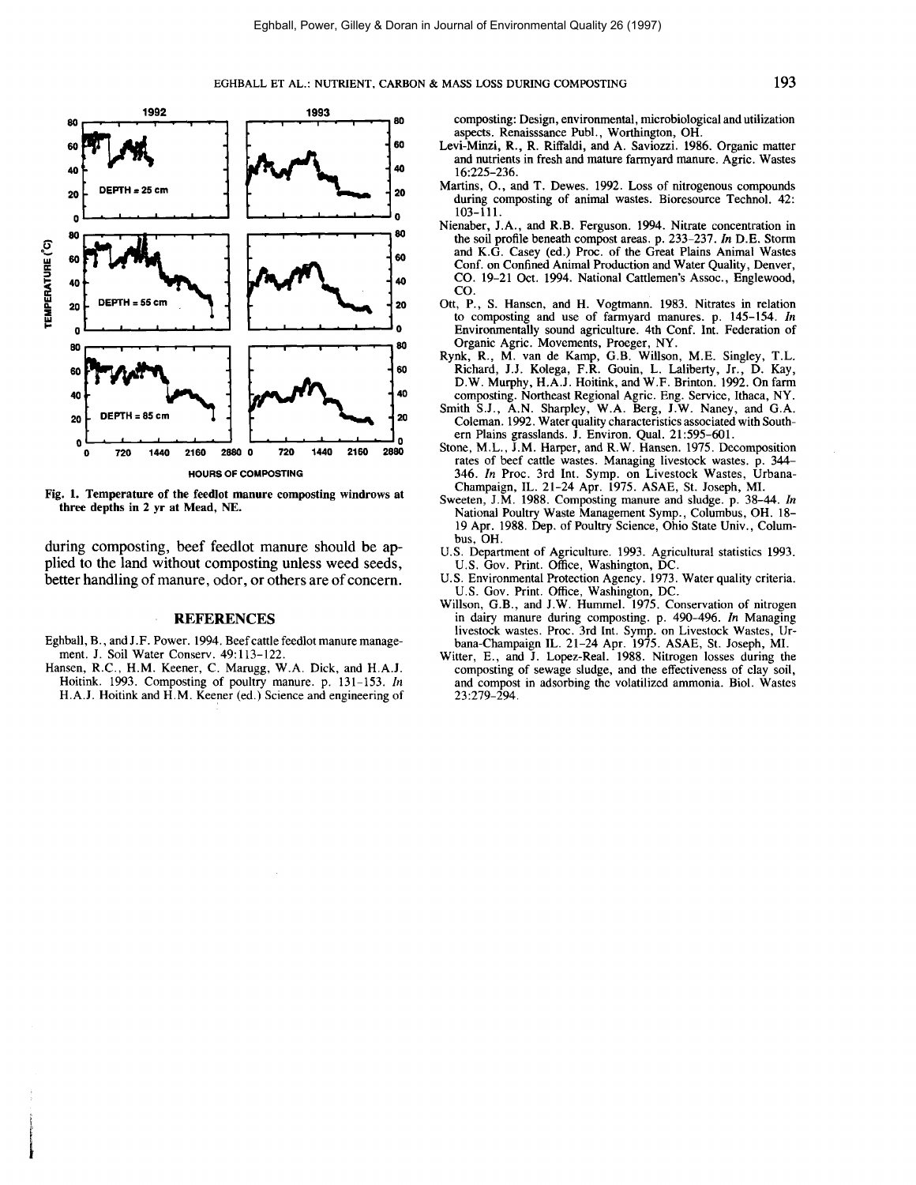1992

1993

DEPTH = 25 cm

DEPTH = 55 cm

DEPTH = 85 cm

TEMPERATURE (°C)

0 20 40 60 80

0 720 1440 2160 2880 0 720 1440 2160 2880

HOURS OF COMPOSTING

Fig. 1. Temperature of the feedlot manure composting windrows at three depths in 2 yr at Mead, NE.

during composting, beef feedlot manure should be applied to the land without composting unless weed seeds, better handling of manure, odor, or others are of concern.

## REFERENCES

Eghball, B., and J.F. Power. 1994. Beef cattle feedlot manure management. J. Soil Water Conserv. 49:113–122.

Hansen, R.C., H.M. Keener, C. Marugg, W.A. Dick, and H.A.J. Hoitink. 1993. Composting of poultry manure. p. 131–153. *In* H.A.J. Hoitink and H.M. Keener (ed.) Science and engineering of composting: Design, environmental, microbiological and utilization aspects. Renaisssance Publ., Worthington, OH.

Levi-Minzi, R., R. Riffaldi, and A. Saviozzi. 1986. Organic matter and nutrients in fresh and mature farmyard manure. Agric. Wastes 16:225–236.

Martins, O., and T. Dewes. 1992. Loss of nitrogenous compounds during composting of animal wastes. Bioresource Technol. 42: 103–111.

Nienaber, J.A., and R.B. Ferguson. 1994. Nitrate concentration in the soil profile beneath compost areas. p. 233–237. *In* D.E. Storm and K.G. Casey (ed.) Proc. of the Great Plains Animal Wastes Conf. on Confined Animal Production and Water Quality, Denver, CO. 19–21 Oct. 1994. National Cattlemen's Assoc., Englewood, CO.

Ott, P., S. Hansen, and H. Vogtmann. 1983. Nitrates in relation to composting and use of farmyard manures. p. 145–154. *In* Environmentally sound agriculture. 4th Conf. Int. Federation of Organic Agric. Movements, Proeger, NY.

Rynk, R., M. van de Kamp, G.B. Willson, M.E. Singley, T.L. Richard, J.J. Kolega, F.R. Gouin, L. Laliberty, Jr., D. Kay, D.W. Murphy, H.A.J. Hoitink, and W.F. Brinton. 1992. On farm composting. Northeast Regional Agric. Eng. Service, Ithaca, NY.

Smith S.J., A.N. Sharpley, W.A. Berg, J.W. Naney, and G.A. Coleman. 1992. Water quality characteristics associated with Southern Plains grasslands. J. Environ. Qual. 21:595–601.

Stone, M.L., J.M. Harper, and R.W. Hansen. 1975. Decomposition rates of beef cattle wastes. Managing livestock wastes. p. 344–346. *In* Proc. 3rd Int. Symp. on Livestock Wastes, Urbana-Champaign, IL. 21–24 Apr. 1975. ASAE, St. Joseph, MI.

Sweeten, J.M. 1988. Composting manure and sludge. p. 38–44. *In* National Poultry Waste Management Symp., Columbus, OH. 18–19 Apr. 1988. Dep. of Poultry Science, Ohio State Univ., Columbus, OH.

U.S. Department of Agriculture. 1993. Agricultural statistics 1993. U.S. Gov. Print. Office, Washington, DC.

U.S. Environmental Protection Agency. 1973. Water quality criteria. U.S. Gov. Print. Office, Washington, DC.

Willson, G.B., and J.W. Hummel. 1975. Conservation of nitrogen in dairy manure during composting. p. 490–496. *In* Managing livestock wastes. Proc. 3rd Int. Symp. on Livestock Wastes, Urbana-Champaign IL. 21–24 Apr. 1975. ASAE, St. Joseph, MI.

Witter, E., and J. Lopez-Real. 1988. Nitrogen losses during the composting of sewage sludge, and the effectiveness of clay soil, and compost in adsorbing the volatilized ammonia. Biol. Wastes 23:279–294.